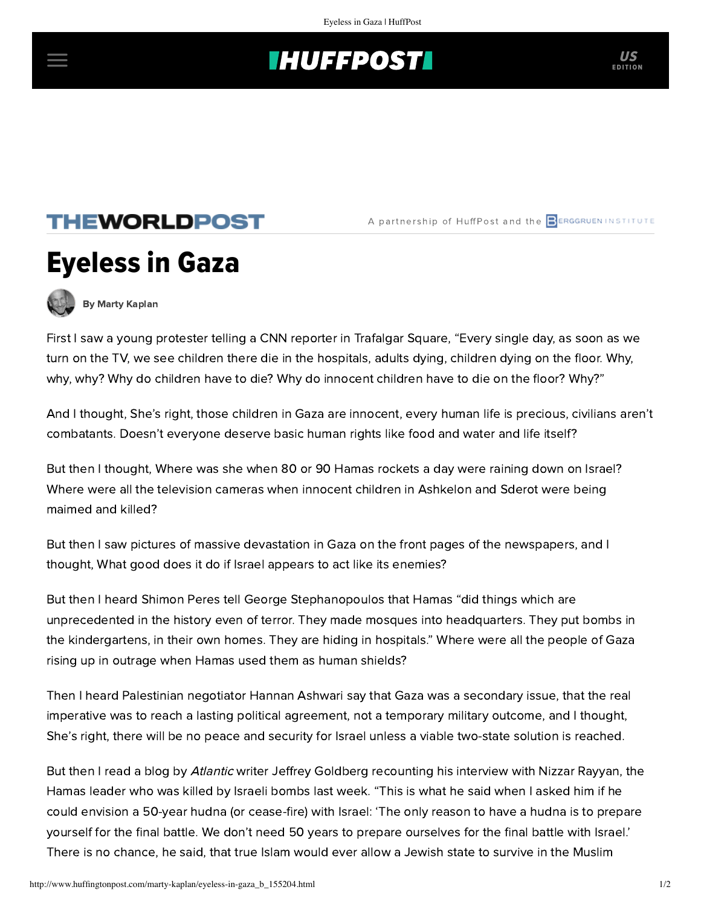THEWORLDPOST

A partnership of HuffPost and the BERGGRUEN INSTITUTE

# Eyeless in Gaza

By Marty Kaplan

First I saw a young protester telling a CNN reporter in Trafalgar Square, “Every single day, as soon as we turn on the TV, we see children there die in the hospitals, adults dying, children dying on the floor. Why, why, why? Why do children have to die? Why do innocent children have to die on the floor? Why?”

And I thought, She’s right, those children in Gaza are innocent, every human life is precious, civilians aren’t combatants. Doesn’t everyone deserve basic human rights like food and water and life itself?

But then I thought, Where was she when 80 or 90 Hamas rockets a day were raining down on Israel? Where were all the television cameras when innocent children in Ashkelon and Sderot were being maimed and killed?

But then I saw pictures of massive devastation in Gaza on the front pages of the newspapers, and I thought, What good does it do if Israel appears to act like its enemies?

But then I heard Shimon Peres tell George Stephanopoulos that Hamas “did things which are unprecedented in the history even of terror. They made mosques into headquarters. They put bombs in the kindergartens, in their own homes. They are hiding in hospitals.” Where were all the people of Gaza rising up in outrage when Hamas used them as human shields?

Then I heard Palestinian negotiator Hannan Ashwari say that Gaza was a secondary issue, that the real imperative was to reach a lasting political agreement, not a temporary military outcome, and I thought, She’s right, there will be no peace and security for Israel unless a viable two-state solution is reached.

But then I read a blog by *Atlantic* writer Jeffrey Goldberg recounting his interview with Nizzar Rayyan, the Hamas leader who was killed by Israeli bombs last week. “This is what he said when I asked him if he could envision a 50-year hudna (or cease-fire) with Israel: ‘The only reason to have a hudna is to prepare yourself for the final battle. We don’t need 50 years to prepare ourselves for the final battle with Israel.’ There is no chance, he said, that true Islam would ever allow a Jewish state to survive in the Muslim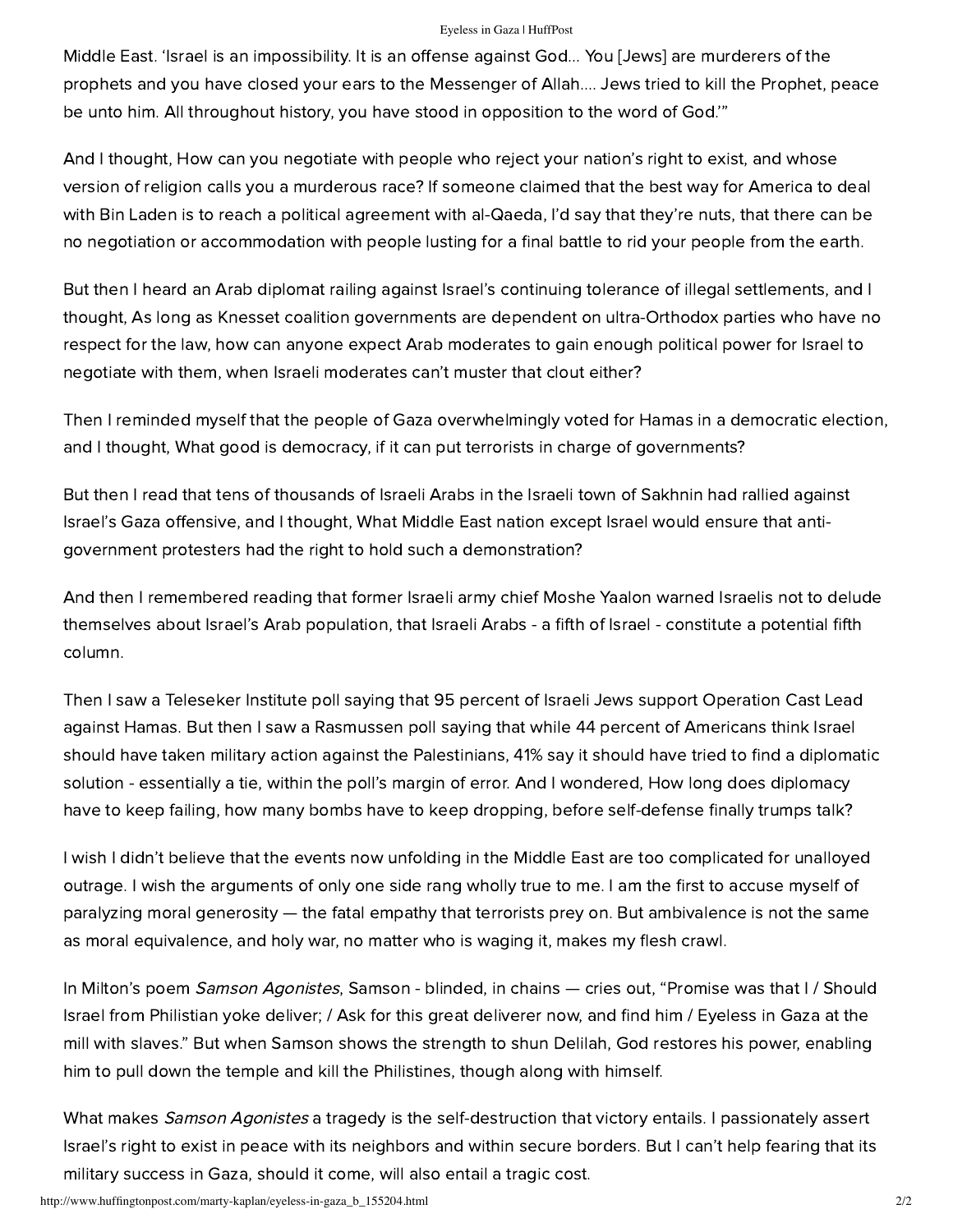Middle East. 'Israel is an impossibility. It is an offense against God... You [Jews] are murderers of the prophets and you have closed your ears to the Messenger of Allah.... Jews tried to kill the Prophet, peace be unto him. All throughout history, you have stood in opposition to the word of God.'"

And I thought, How can you negotiate with people who reject your nation's right to exist, and whose version of religion calls you a murderous race? If someone claimed that the best way for America to deal with Bin Laden is to reach a political agreement with al-Qaeda, I'd say that they're nuts, that there can be no negotiation or accommodation with people lusting for a final battle to rid your people from the earth.

But then I heard an Arab diplomat railing against Israel's continuing tolerance of illegal settlements, and I thought, As long as Knesset coalition governments are dependent on ultra-Orthodox parties who have no respect for the law, how can anyone expect Arab moderates to gain enough political power for Israel to negotiate with them, when Israeli moderates can't muster that clout either?

Then I reminded myself that the people of Gaza overwhelmingly voted for Hamas in a democratic election, and I thought, What good is democracy, if it can put terrorists in charge of governments?

But then I read that tens of thousands of Israeli Arabs in the Israeli town of Sakhnin had rallied against Israel's Gaza offensive, and I thought, What Middle East nation except Israel would ensure that anti-government protesters had the right to hold such a demonstration?

And then I remembered reading that former Israeli army chief Moshe Yaalon warned Israelis not to delude themselves about Israel's Arab population, that Israeli Arabs - a fifth of Israel - constitute a potential fifth column.

Then I saw a Teleseker Institute poll saying that 95 percent of Israeli Jews support Operation Cast Lead against Hamas. But then I saw a Rasmussen poll saying that while 44 percent of Americans think Israel should have taken military action against the Palestinians, 41% say it should have tried to find a diplomatic solution - essentially a tie, within the poll's margin of error. And I wondered, How long does diplomacy have to keep failing, how many bombs have to keep dropping, before self-defense finally trumps talk?

I wish I didn't believe that the events now unfolding in the Middle East are too complicated for unalloyed outrage. I wish the arguments of only one side rang wholly true to me. I am the first to accuse myself of paralyzing moral generosity — the fatal empathy that terrorists prey on. But ambivalence is not the same as moral equivalence, and holy war, no matter who is waging it, makes my flesh crawl.

In Milton's poem *Samson Agonistes*, Samson - blinded, in chains — cries out, "Promise was that I / Should Israel from Philistian yoke deliver; / Ask for this great deliverer now, and find him / Eyeless in Gaza at the mill with slaves." But when Samson shows the strength to shun Delilah, God restores his power, enabling him to pull down the temple and kill the Philistines, though along with himself.

What makes *Samson Agonistes* a tragedy is the self-destruction that victory entails. I passionately assert Israel's right to exist in peace with its neighbors and within secure borders. But I can't help fearing that its military success in Gaza, should it come, will also entail a tragic cost.